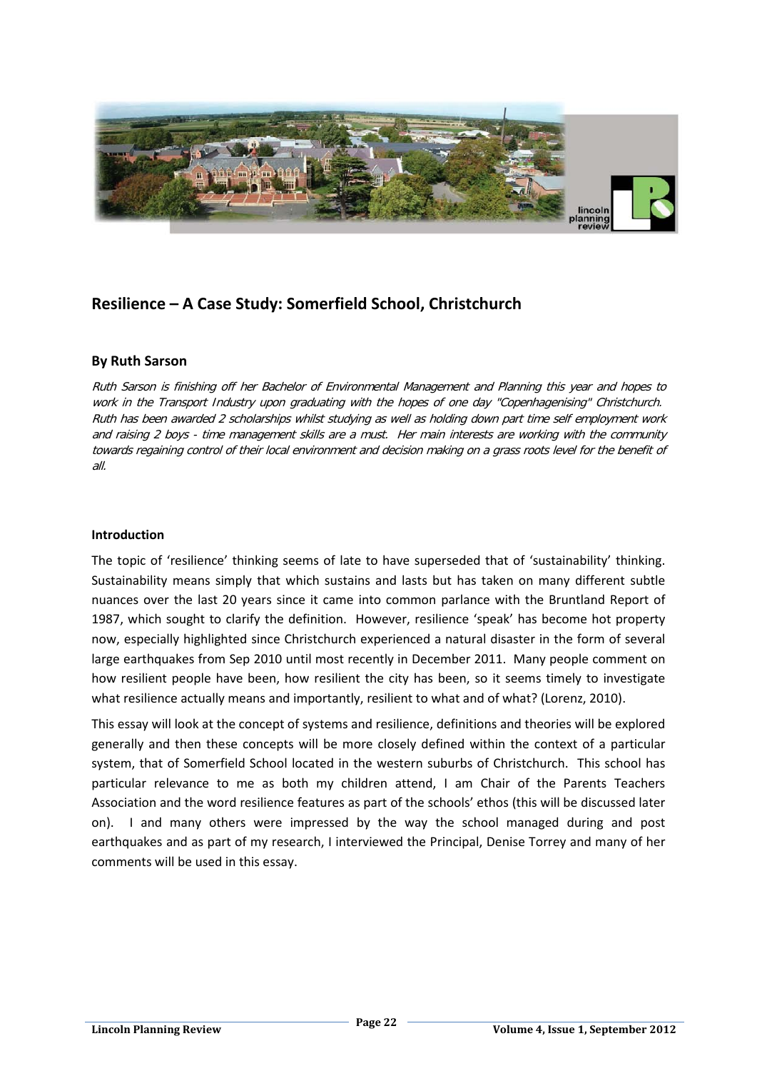# Resilience – A Case Study: Somerfield School, Christchurch

## By Ruth Sarson

*Ruth Sarson is finishing off her Bachelor of Environmental Management and Planning this year and hopes to work in the Transport Industry upon graduating with the hopes of one day "Copenhagenising" Christchurch. Ruth has been awarded 2 scholarships whilst studying as well as holding down part time self employment work and raising 2 boys - time management skills are a must. Her main interests are working with the community towards regaining control of their local environment and decision making on a grass roots level for the benefit of all.*

### Introduction

The topic of 'resilience' thinking seems of late to have superseded that of 'sustainability' thinking. Sustainability means simply that which sustains and lasts but has taken on many different subtle nuances over the last 20 years since it came into common parlance with the Bruntland Report of 1987, which sought to clarify the definition. However, resilience 'speak' has become hot property now, especially highlighted since Christchurch experienced a natural disaster in the form of several large earthquakes from Sep 2010 until most recently in December 2011. Many people comment on how resilient people have been, how resilient the city has been, so it seems timely to investigate what resilience actually means and importantly, resilient to what and of what? (Lorenz, 2010).

This essay will look at the concept of systems and resilience, definitions and theories will be explored generally and then these concepts will be more closely defined within the context of a particular system, that of Somerfield School located in the western suburbs of Christchurch. This school has particular relevance to me as both my children attend, I am Chair of the Parents Teachers Association and the word resilience features as part of the schools' ethos (this will be discussed later on). I and many others were impressed by the way the school managed during and post earthquakes and as part of my research, I interviewed the Principal, Denise Torrey and many of her comments will be used in this essay.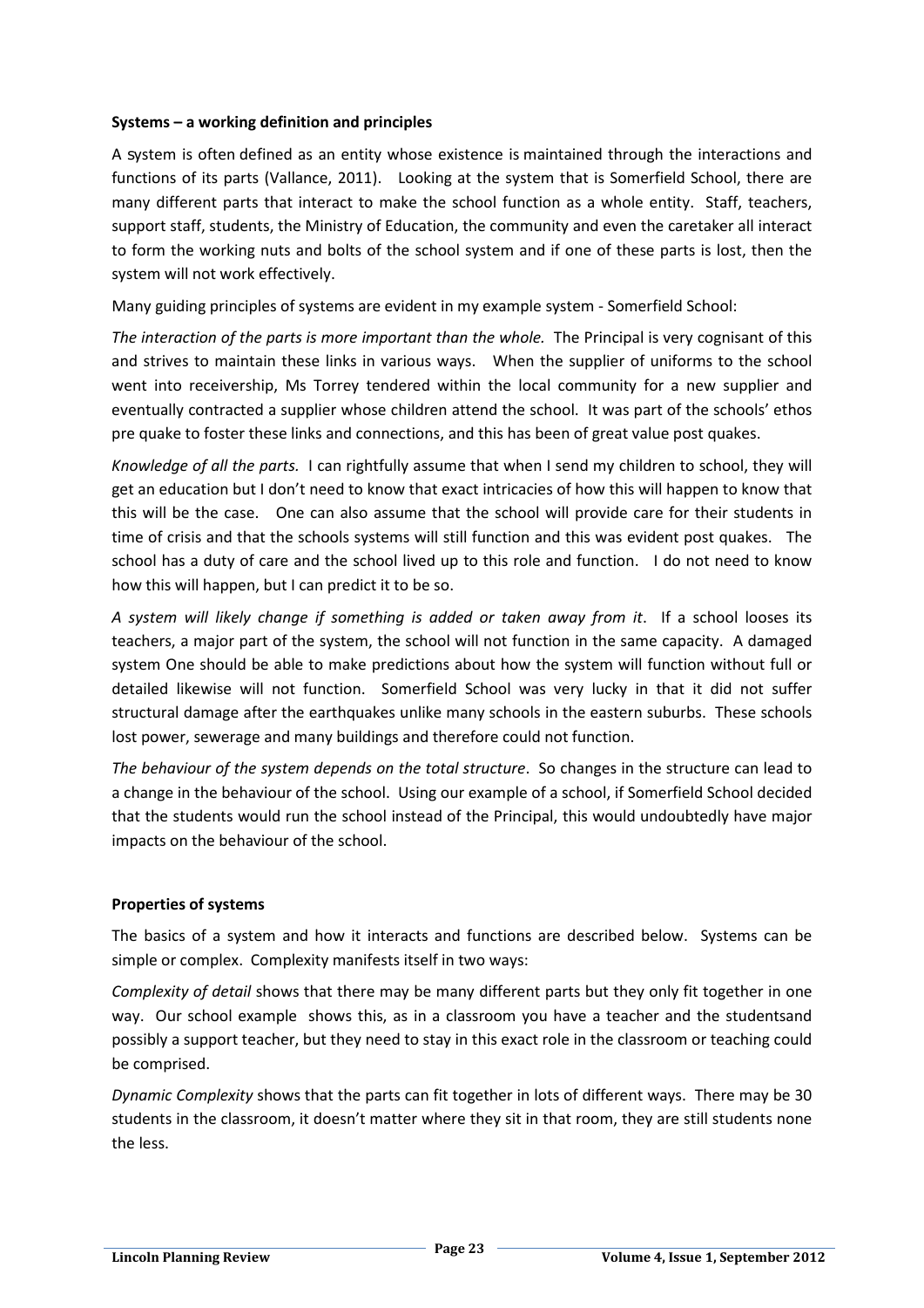**Systems – a working definition and principles**

A system is often defined as an entity whose existence is maintained through the interactions and functions of its parts (Vallance, 2011). Looking at the system that is Somerfield School, there are many different parts that interact to make the school function as a whole entity. Staff, teachers, support staff, students, the Ministry of Education, the community and even the caretaker all interact to form the working nuts and bolts of the school system and if one of these parts is lost, then the system will not work effectively.

Many guiding principles of systems are evident in my example system - Somerfield School:

*The interaction of the parts is more important than the whole.* The Principal is very cognisant of this and strives to maintain these links in various ways. When the supplier of uniforms to the school went into receivership, Ms Torrey tendered within the local community for a new supplier and eventually contracted a supplier whose children attend the school. It was part of the schools' ethos pre quake to foster these links and connections, and this has been of great value post quakes.

*Knowledge of all the parts.* I can rightfully assume that when I send my children to school, they will get an education but I don't need to know that exact intricacies of how this will happen to know that this will be the case. One can also assume that the school will provide care for their students in time of crisis and that the schools systems will still function and this was evident post quakes. The school has a duty of care and the school lived up to this role and function. I do not need to know how this will happen, but I can predict it to be so.

*A system will likely change if something is added or taken away from it*. If a school looses its teachers, a major part of the system, the school will not function in the same capacity. A damaged system One should be able to make predictions about how the system will function without full or detailed likewise will not function. Somerfield School was very lucky in that it did not suffer structural damage after the earthquakes unlike many schools in the eastern suburbs. These schools lost power, sewerage and many buildings and therefore could not function.

*The behaviour of the system depends on the total structure*. So changes in the structure can lead to a change in the behaviour of the school. Using our example of a school, if Somerfield School decided that the students would run the school instead of the Principal, this would undoubtedly have major impacts on the behaviour of the school.

**Properties of systems**

The basics of a system and how it interacts and functions are described below. Systems can be simple or complex. Complexity manifests itself in two ways:

*Complexity of detail* shows that there may be many different parts but they only fit together in one way. Our school example shows this, as in a classroom you have a teacher and the studentsand possibly a support teacher, but they need to stay in this exact role in the classroom or teaching could be comprised.

*Dynamic Complexity* shows that the parts can fit together in lots of different ways. There may be 30 students in the classroom, it doesn't matter where they sit in that room, they are still students none the less.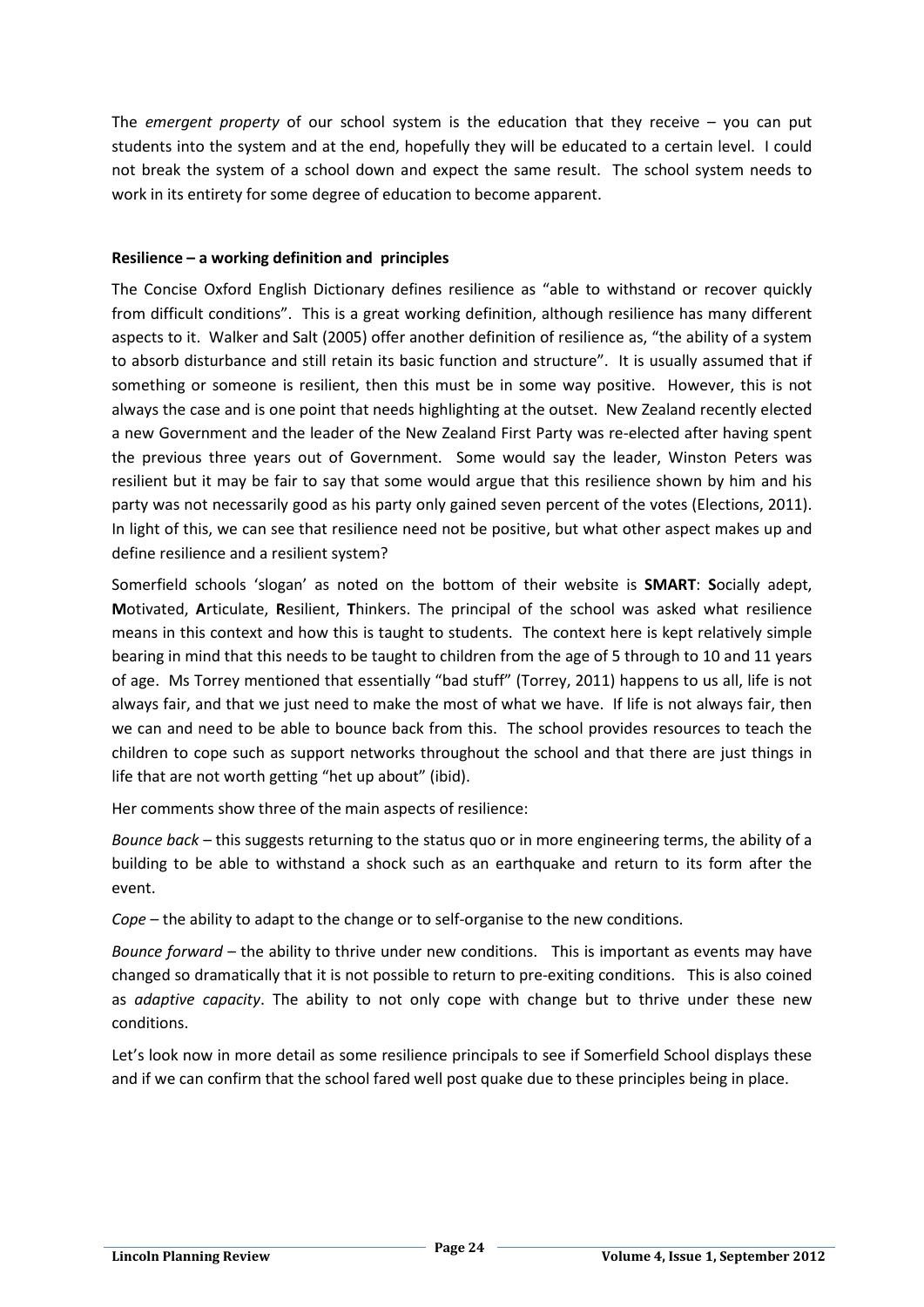The *emergent property* of our school system is the education that they receive – you can put students into the system and at the end, hopefully they will be educated to a certain level. I could not break the system of a school down and expect the same result. The school system needs to work in its entirety for some degree of education to become apparent.

**Resilience – a working definition and principles**

The Concise Oxford English Dictionary defines resilience as "able to withstand or recover quickly from difficult conditions". This is a great working definition, although resilience has many different aspects to it. Walker and Salt (2005) offer another definition of resilience as, "the ability of a system to absorb disturbance and still retain its basic function and structure". It is usually assumed that if something or someone is resilient, then this must be in some way positive. However, this is not always the case and is one point that needs highlighting at the outset. New Zealand recently elected a new Government and the leader of the New Zealand First Party was re-elected after having spent the previous three years out of Government. Some would say the leader, Winston Peters was resilient but it may be fair to say that some would argue that this resilience shown by him and his party was not necessarily good as his party only gained seven percent of the votes (Elections, 2011). In light of this, we can see that resilience need not be positive, but what other aspect makes up and define resilience and a resilient system?

Somerfield schools 'slogan' as noted on the bottom of their website is **SMART**: **S**ocially adept, **M**otivated, **A**rticulate, **R**esilient, **T**hinkers. The principal of the school was asked what resilience means in this context and how this is taught to students. The context here is kept relatively simple bearing in mind that this needs to be taught to children from the age of 5 through to 10 and 11 years of age. Ms Torrey mentioned that essentially "bad stuff" (Torrey, 2011) happens to us all, life is not always fair, and that we just need to make the most of what we have. If life is not always fair, then we can and need to be able to bounce back from this. The school provides resources to teach the children to cope such as support networks throughout the school and that there are just things in life that are not worth getting "het up about" (ibid).

Her comments show three of the main aspects of resilience:

*Bounce back* – this suggests returning to the status quo or in more engineering terms, the ability of a building to be able to withstand a shock such as an earthquake and return to its form after the event.

*Cope* – the ability to adapt to the change or to self-organise to the new conditions.

*Bounce forward* – the ability to thrive under new conditions. This is important as events may have changed so dramatically that it is not possible to return to pre-exiting conditions. This is also coined as *adaptive capacity*. The ability to not only cope with change but to thrive under these new conditions.

Let's look now in more detail as some resilience principals to see if Somerfield School displays these and if we can confirm that the school fared well post quake due to these principles being in place.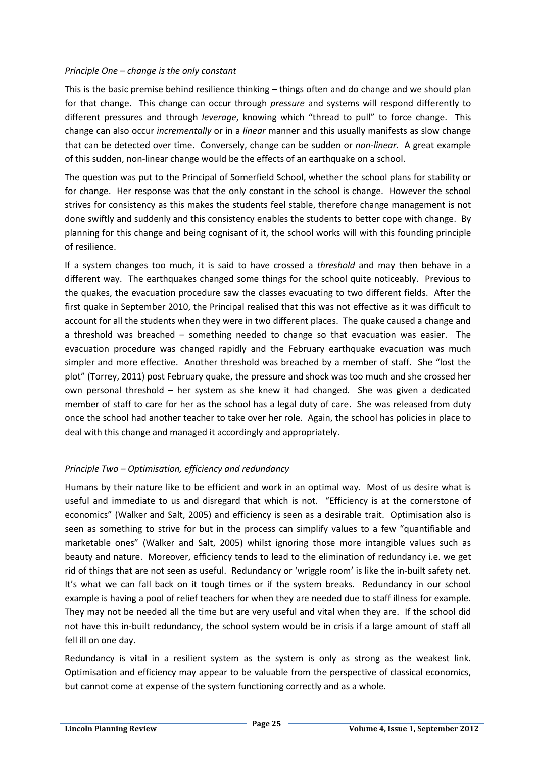*Principle One – change is the only constant*

This is the basic premise behind resilience thinking – things often and do change and we should plan for that change. This change can occur through *pressure* and systems will respond differently to different pressures and through *leverage*, knowing which "thread to pull" to force change. This change can also occur *incrementally* or in a *linear* manner and this usually manifests as slow change that can be detected over time. Conversely, change can be sudden or *non-linear*. A great example of this sudden, non-linear change would be the effects of an earthquake on a school.

The question was put to the Principal of Somerfield School, whether the school plans for stability or for change. Her response was that the only constant in the school is change. However the school strives for consistency as this makes the students feel stable, therefore change management is not done swiftly and suddenly and this consistency enables the students to better cope with change. By planning for this change and being cognisant of it, the school works will with this founding principle of resilience.

If a system changes too much, it is said to have crossed a *threshold* and may then behave in a different way. The earthquakes changed some things for the school quite noticeably. Previous to the quakes, the evacuation procedure saw the classes evacuating to two different fields. After the first quake in September 2010, the Principal realised that this was not effective as it was difficult to account for all the students when they were in two different places. The quake caused a change and a threshold was breached – something needed to change so that evacuation was easier. The evacuation procedure was changed rapidly and the February earthquake evacuation was much simpler and more effective. Another threshold was breached by a member of staff. She "lost the plot" (Torrey, 2011) post February quake, the pressure and shock was too much and she crossed her own personal threshold – her system as she knew it had changed. She was given a dedicated member of staff to care for her as the school has a legal duty of care. She was released from duty once the school had another teacher to take over her role. Again, the school has policies in place to deal with this change and managed it accordingly and appropriately.

*Principle Two – Optimisation, efficiency and redundancy*

Humans by their nature like to be efficient and work in an optimal way. Most of us desire what is useful and immediate to us and disregard that which is not. "Efficiency is at the cornerstone of economics" (Walker and Salt, 2005) and efficiency is seen as a desirable trait. Optimisation also is seen as something to strive for but in the process can simplify values to a few "quantifiable and marketable ones" (Walker and Salt, 2005) whilst ignoring those more intangible values such as beauty and nature. Moreover, efficiency tends to lead to the elimination of redundancy i.e. we get rid of things that are not seen as useful. Redundancy or 'wriggle room' is like the in-built safety net. It's what we can fall back on it tough times or if the system breaks. Redundancy in our school example is having a pool of relief teachers for when they are needed due to staff illness for example. They may not be needed all the time but are very useful and vital when they are. If the school did not have this in-built redundancy, the school system would be in crisis if a large amount of staff all fell ill on one day.

Redundancy is vital in a resilient system as the system is only as strong as the weakest link. Optimisation and efficiency may appear to be valuable from the perspective of classical economics, but cannot come at expense of the system functioning correctly and as a whole.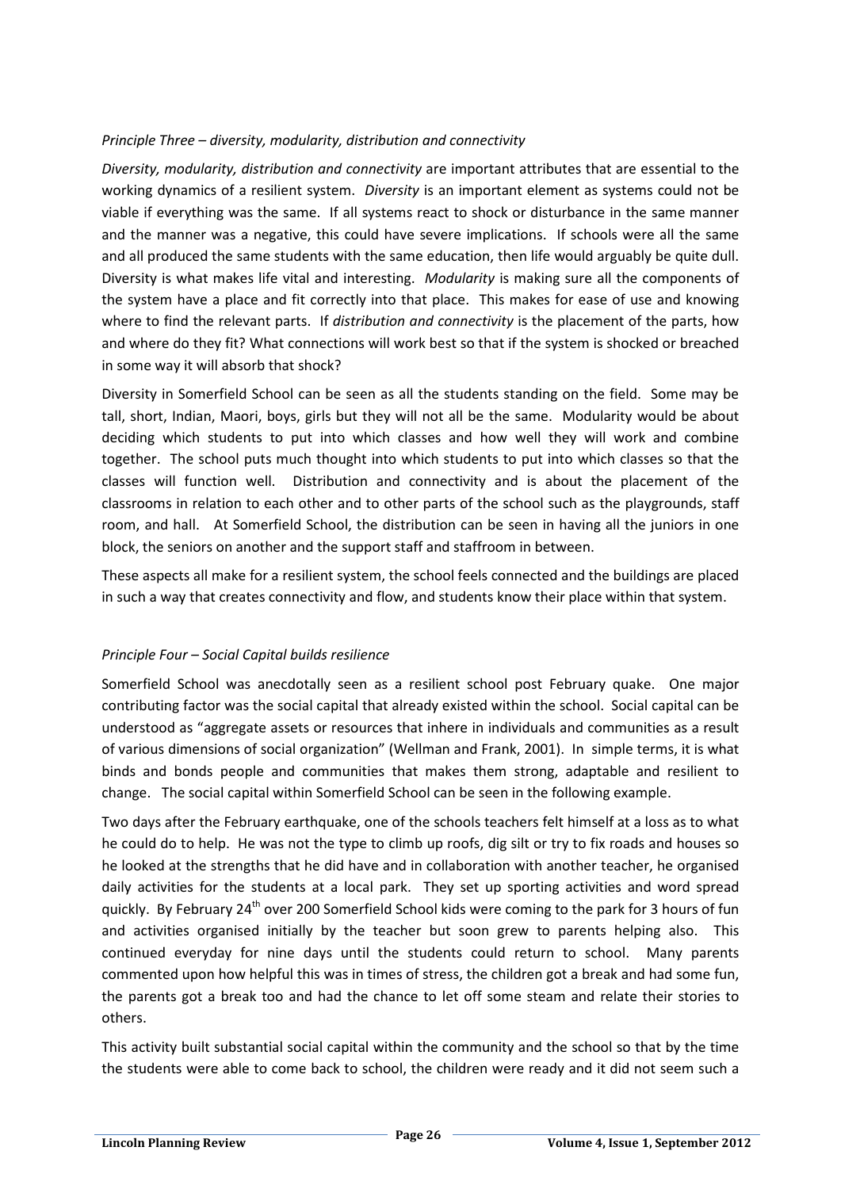*Principle Three – diversity, modularity, distribution and connectivity*

*Diversity, modularity, distribution and connectivity* are important attributes that are essential to the working dynamics of a resilient system. *Diversity* is an important element as systems could not be viable if everything was the same. If all systems react to shock or disturbance in the same manner and the manner was a negative, this could have severe implications. If schools were all the same and all produced the same students with the same education, then life would arguably be quite dull. Diversity is what makes life vital and interesting. *Modularity* is making sure all the components of the system have a place and fit correctly into that place. This makes for ease of use and knowing where to find the relevant parts. If *distribution and connectivity* is the placement of the parts, how and where do they fit? What connections will work best so that if the system is shocked or breached in some way it will absorb that shock?

Diversity in Somerfield School can be seen as all the students standing on the field. Some may be tall, short, Indian, Maori, boys, girls but they will not all be the same. Modularity would be about deciding which students to put into which classes and how well they will work and combine together. The school puts much thought into which students to put into which classes so that the classes will function well. Distribution and connectivity and is about the placement of the classrooms in relation to each other and to other parts of the school such as the playgrounds, staff room, and hall. At Somerfield School, the distribution can be seen in having all the juniors in one block, the seniors on another and the support staff and staffroom in between.

These aspects all make for a resilient system, the school feels connected and the buildings are placed in such a way that creates connectivity and flow, and students know their place within that system.

*Principle Four – Social Capital builds resilience*

Somerfield School was anecdotally seen as a resilient school post February quake. One major contributing factor was the social capital that already existed within the school. Social capital can be understood as "aggregate assets or resources that inhere in individuals and communities as a result of various dimensions of social organization" (Wellman and Frank, 2001). In simple terms, it is what binds and bonds people and communities that makes them strong, adaptable and resilient to change. The social capital within Somerfield School can be seen in the following example.

Two days after the February earthquake, one of the schools teachers felt himself at a loss as to what he could do to help. He was not the type to climb up roofs, dig silt or try to fix roads and houses so he looked at the strengths that he did have and in collaboration with another teacher, he organised daily activities for the students at a local park. They set up sporting activities and word spread quickly. By February 24th over 200 Somerfield School kids were coming to the park for 3 hours of fun and activities organised initially by the teacher but soon grew to parents helping also. This continued everyday for nine days until the students could return to school. Many parents commented upon how helpful this was in times of stress, the children got a break and had some fun, the parents got a break too and had the chance to let off some steam and relate their stories to others.

This activity built substantial social capital within the community and the school so that by the time the students were able to come back to school, the children were ready and it did not seem such a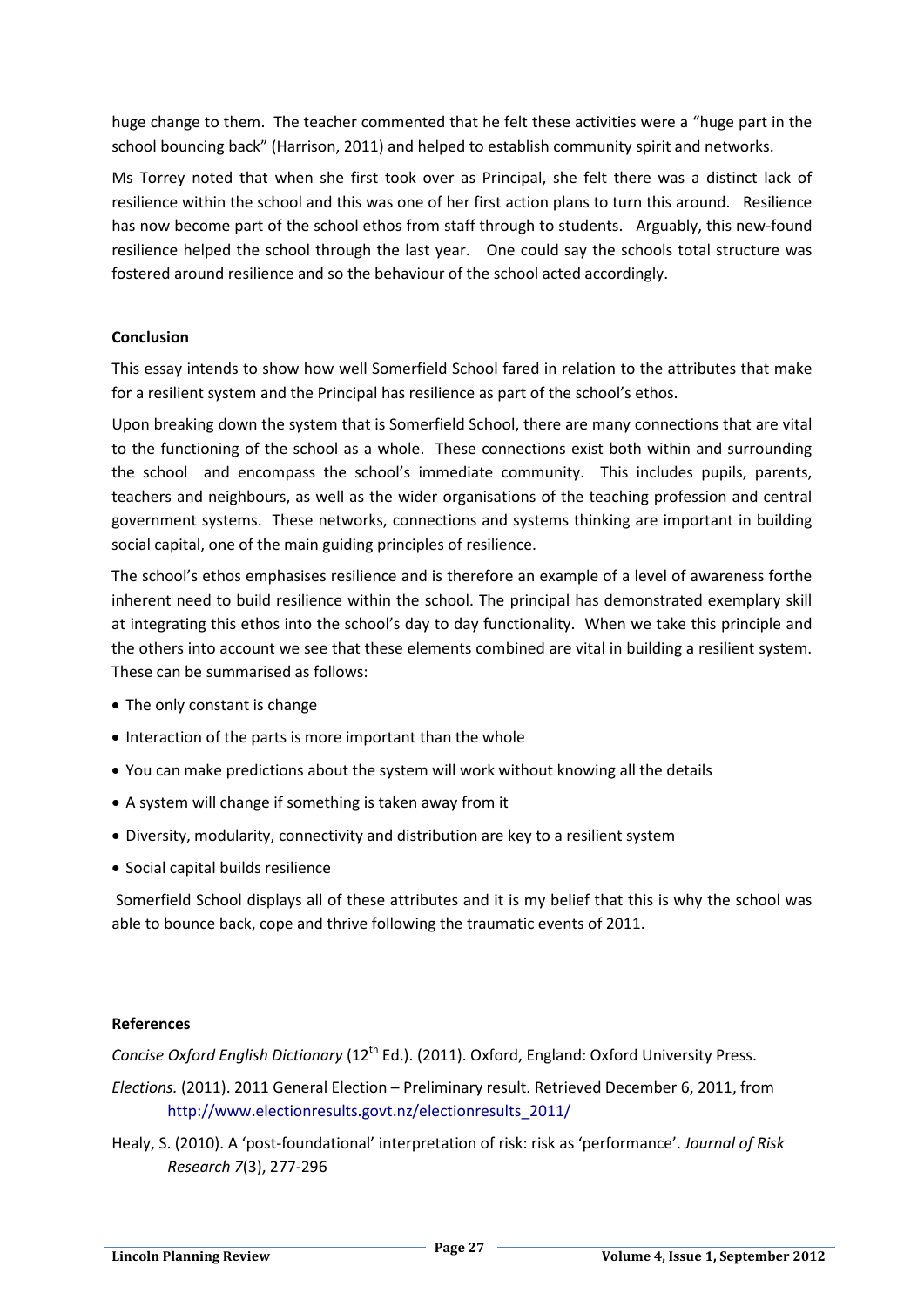huge change to them. The teacher commented that he felt these activities were a "huge part in the school bouncing back" (Harrison, 2011) and helped to establish community spirit and networks.

Ms Torrey noted that when she first took over as Principal, she felt there was a distinct lack of resilience within the school and this was one of her first action plans to turn this around. Resilience has now become part of the school ethos from staff through to students. Arguably, this new-found resilience helped the school through the last year. One could say the schools total structure was fostered around resilience and so the behaviour of the school acted accordingly.

**Conclusion**

This essay intends to show how well Somerfield School fared in relation to the attributes that make for a resilient system and the Principal has resilience as part of the school's ethos.

Upon breaking down the system that is Somerfield School, there are many connections that are vital to the functioning of the school as a whole. These connections exist both within and surrounding the school and encompass the school's immediate community. This includes pupils, parents, teachers and neighbours, as well as the wider organisations of the teaching profession and central government systems. These networks, connections and systems thinking are important in building social capital, one of the main guiding principles of resilience.

The school's ethos emphasises resilience and is therefore an example of a level of awareness forthe inherent need to build resilience within the school. The principal has demonstrated exemplary skill at integrating this ethos into the school's day to day functionality. When we take this principle and the others into account we see that these elements combined are vital in building a resilient system. These can be summarised as follows:

- The only constant is change
- Interaction of the parts is more important than the whole
- You can make predictions about the system will work without knowing all the details
- A system will change if something is taken away from it
- Diversity, modularity, connectivity and distribution are key to a resilient system
- Social capital builds resilience

Somerfield School displays all of these attributes and it is my belief that this is why the school was able to bounce back, cope and thrive following the traumatic events of 2011.

**References**

*Concise Oxford English Dictionary* (12th Ed.). (2011). Oxford, England: Oxford University Press.

*Elections.* (2011). 2011 General Election – Preliminary result. Retrieved December 6, 2011, from http://www.electionresults.govt.nz/electionresults_2011/

Healy, S. (2010). A 'post-foundational' interpretation of risk: risk as 'performance'. *Journal of Risk Research 7*(3), 277-296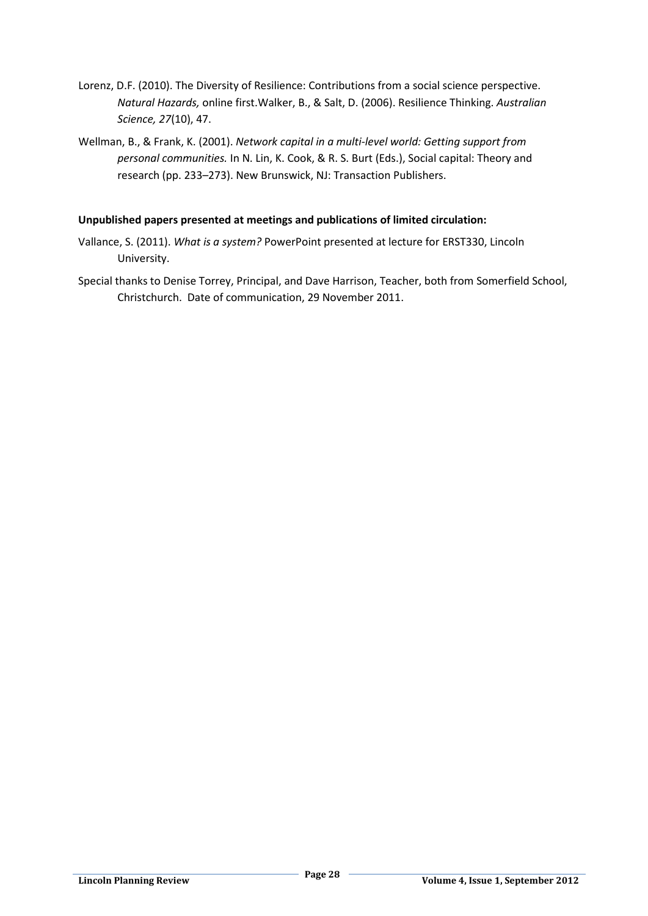Lorenz, D.F. (2010). The Diversity of Resilience: Contributions from a social science perspective. *Natural Hazards,* online first.Walker, B., & Salt, D. (2006). Resilience Thinking. *Australian Science, 27*(10), 47.

Wellman, B., & Frank, K. (2001). *Network capital in a multi-level world: Getting support from personal communities.* In N. Lin, K. Cook, & R. S. Burt (Eds.), Social capital: Theory and research (pp. 233–273). New Brunswick, NJ: Transaction Publishers.

**Unpublished papers presented at meetings and publications of limited circulation:**

Vallance, S. (2011). *What is a system?* PowerPoint presented at lecture for ERST330, Lincoln University.

Special thanks to Denise Torrey, Principal, and Dave Harrison, Teacher, both from Somerfield School, Christchurch. Date of communication, 29 November 2011.